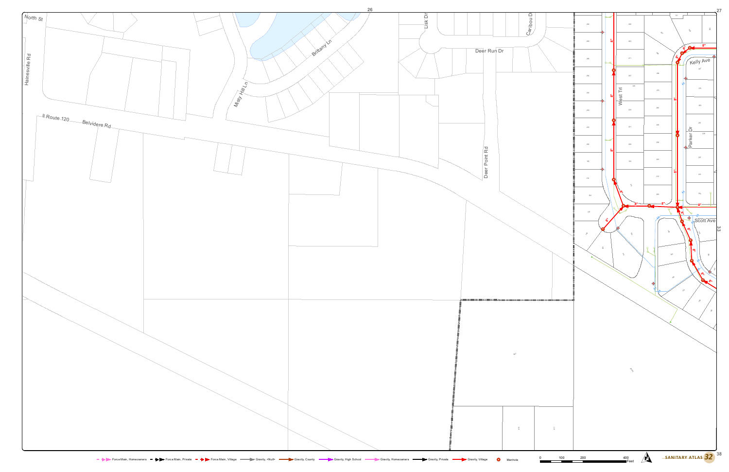North St

Hainesville Rd

Il Route 120

Belvidere Rd

Misty Hill Ln

Brittany Ln

Lisk Dr

Caribou Dr

Deer Run Dr

Deer Point Rd

West Trl

Kelly Ave

Parker Dr

Scott Ave

Force Main, Homeowners | Force Main, Private | Force Main, Village | Gravity, <Null> | Gravity, County | Gravity, High School | Gravity, Homeowners | Gravity, Private | Gravity, Village | Manhole

0 100 200 400 Feet

SANITARY ATLAS 32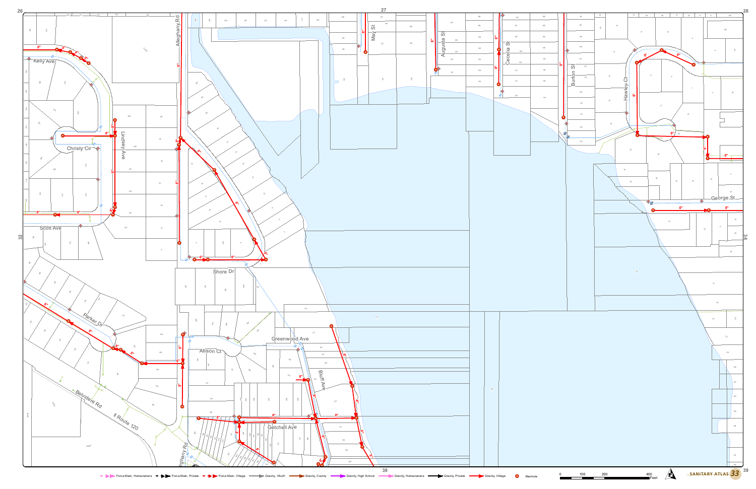Kelly Ave

Christy Cir

Lindsey Ave

Scott Ave

Alleghany Rd

Shore Dr

Parker Dr

Allison Ct

Greenwood Ave

Bluff Ave

Getchell Ave

Belvidere Rd

Il Route 120

May St

Augusta St

Cecelia St

Burton St

Hawley Ct

George St

Force Main, Homeowners | Force Main, Private | Force Main, Village | Gravity, <Null> | Gravity, County | Gravity, High School | Gravity, Homeowners | Gravity, Private | Gravity, Village | Manhole

0 100 200 400 Feet

SANITARY ATLAS 33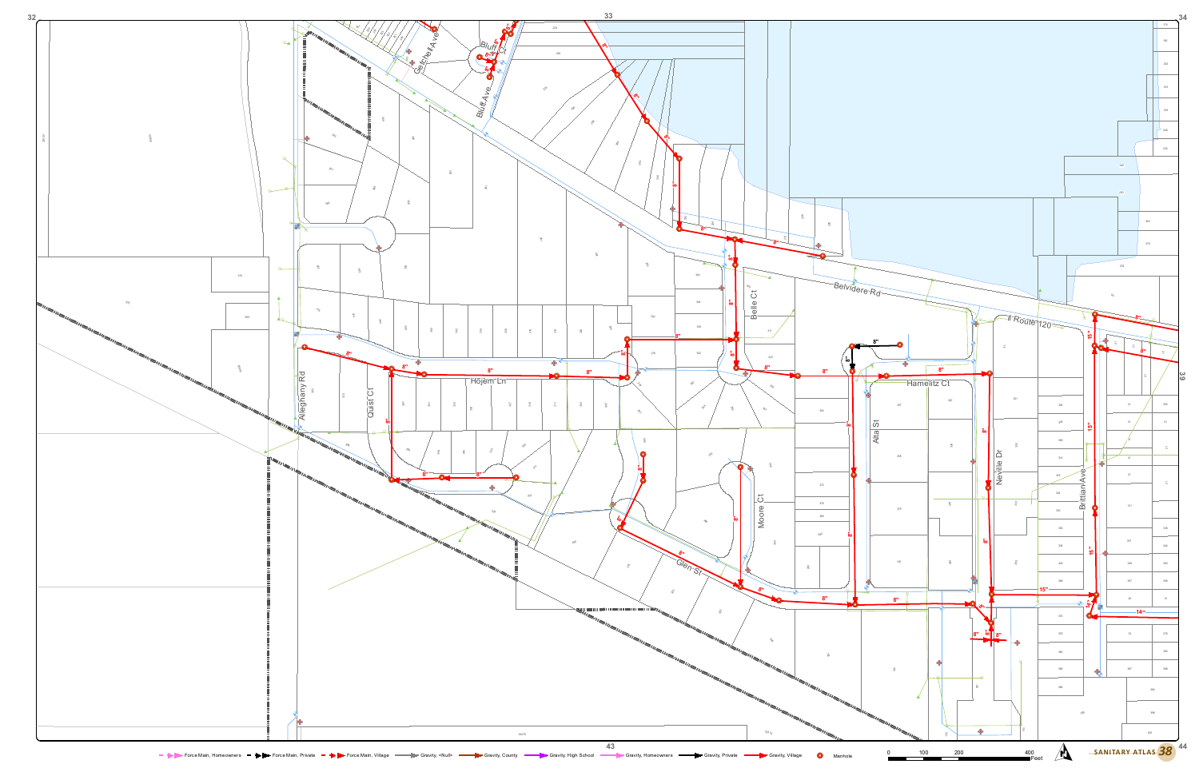32

33

34

Bluff Ct

Getchell Ave

Bluff Ave

Belvidere Rd

IL Route 120

Alleghany Rd

Quist Ct

Hojem Ln

Belle Ct

Hamelitz Ct

Alta St

Neville Dr

Brittian Ave

Moore Ct

Glen St

39

43

44

Force Main, Homeowners | Force Main, Private | Force Main, Village | Gravity, <Null> | Gravity, County | Gravity, High School | Gravity, Homeowners | Gravity, Private | Gravity, Village | Manhole

0 100 200 400 Feet

N

SANITARY ATLAS 38